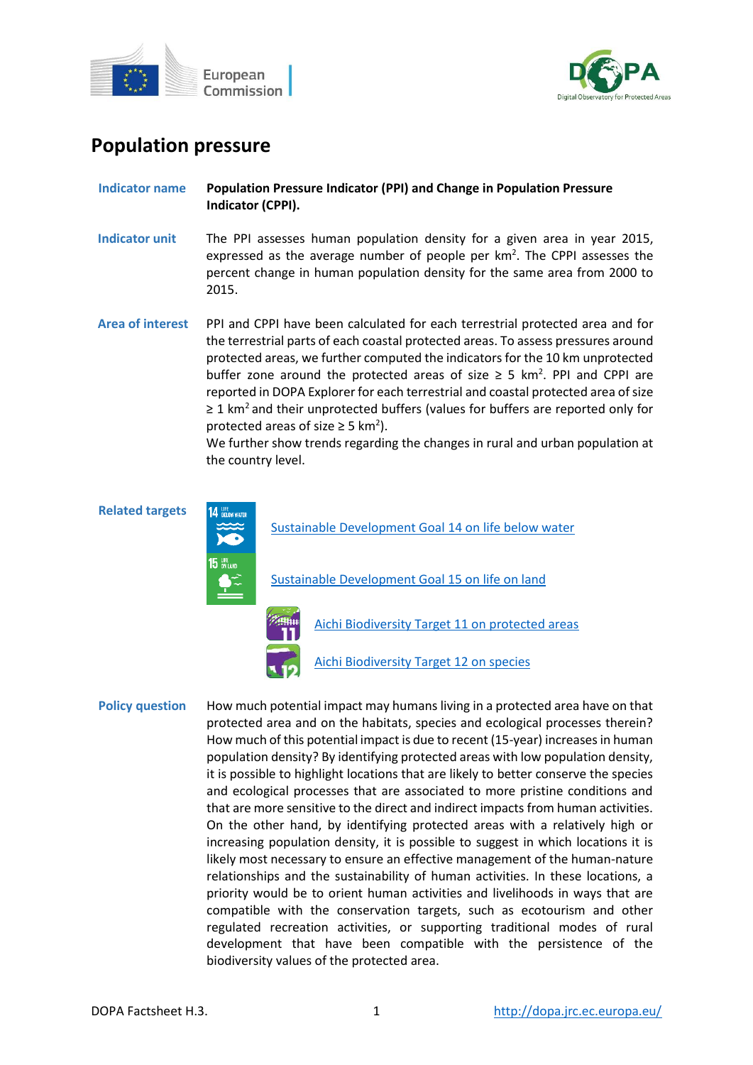# Population pressure

**Indicator name**

**Population Pressure Indicator (PPI) and Change in Population Pressure Indicator (CPPI).**

**Indicator unit**

The PPI assesses human population density for a given area in year 2015, expressed as the average number of people per $km^2$. The CPPI assesses the percent change in human population density for the same area from 2000 to 2015.

**Area of interest**

PPI and CPPI have been calculated for each terrestrial protected area and for the terrestrial parts of each coastal protected areas. To assess pressures around protected areas, we further computed the indicators for the 10 km unprotected buffer zone around the protected areas of size ≥ 5 $km^2$. PPI and CPPI are reported in DOPA Explorer for each terrestrial and coastal protected area of size ≥ 1 $km^2$ and their unprotected buffers (values for buffers are reported only for protected areas of size ≥ 5 $km^2$).
We further show trends regarding the changes in rural and urban population at the country level.

**Related targets**

Sustainable Development Goal 14 on life below water

Sustainable Development Goal 15 on life on land

Aichi Biodiversity Target 11 on protected areas

Aichi Biodiversity Target 12 on species

**Policy question**

How much potential impact may humans living in a protected area have on that protected area and on the habitats, species and ecological processes therein? How much of this potential impact is due to recent (15-year) increases in human population density? By identifying protected areas with low population density, it is possible to highlight locations that are likely to better conserve the species and ecological processes that are associated to more pristine conditions and that are more sensitive to the direct and indirect impacts from human activities. On the other hand, by identifying protected areas with a relatively high or increasing population density, it is possible to suggest in which locations it is likely most necessary to ensure an effective management of the human-nature relationships and the sustainability of human activities. In these locations, a priority would be to orient human activities and livelihoods in ways that are compatible with the conservation targets, such as ecotourism and other regulated recreation activities, or supporting traditional modes of rural development that have been compatible with the persistence of the biodiversity values of the protected area.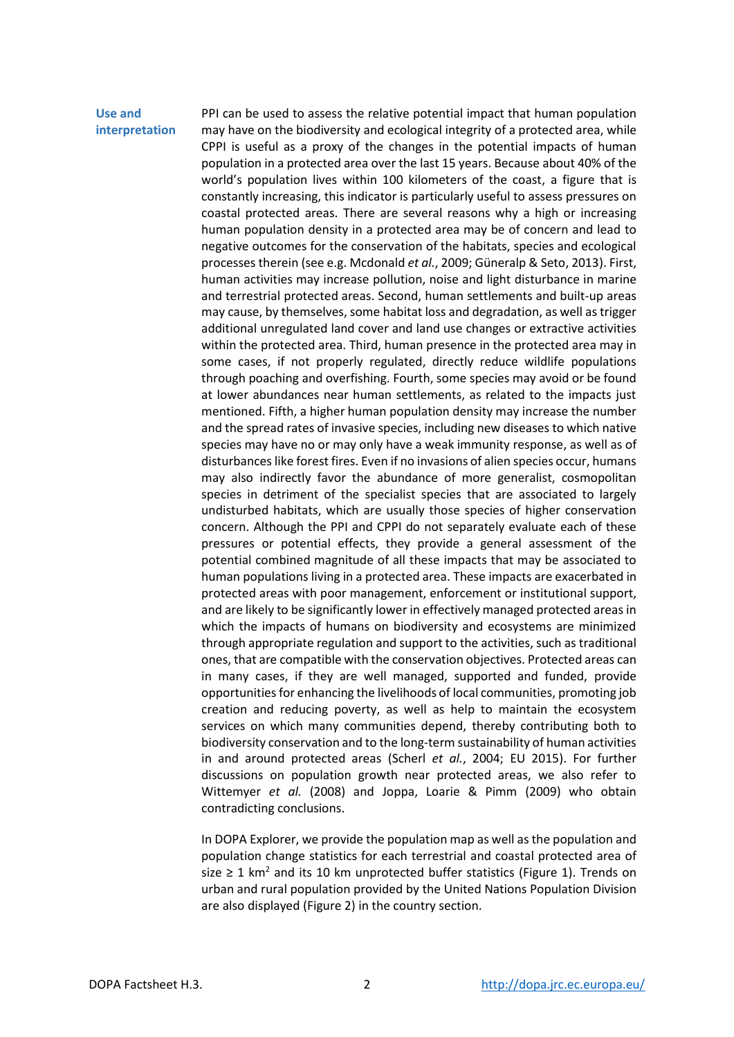## Use and interpretation

PPI can be used to assess the relative potential impact that human population may have on the biodiversity and ecological integrity of a protected area, while CPPI is useful as a proxy of the changes in the potential impacts of human population in a protected area over the last 15 years. Because about 40% of the world's population lives within 100 kilometers of the coast, a figure that is constantly increasing, this indicator is particularly useful to assess pressures on coastal protected areas. There are several reasons why a high or increasing human population density in a protected area may be of concern and lead to negative outcomes for the conservation of the habitats, species and ecological processes therein (see e.g. Mcdonald *et al.*, 2009; Güneralp & Seto, 2013). First, human activities may increase pollution, noise and light disturbance in marine and terrestrial protected areas. Second, human settlements and built-up areas may cause, by themselves, some habitat loss and degradation, as well as trigger additional unregulated land cover and land use changes or extractive activities within the protected area. Third, human presence in the protected area may in some cases, if not properly regulated, directly reduce wildlife populations through poaching and overfishing. Fourth, some species may avoid or be found at lower abundances near human settlements, as related to the impacts just mentioned. Fifth, a higher human population density may increase the number and the spread rates of invasive species, including new diseases to which native species may have no or may only have a weak immunity response, as well as of disturbances like forest fires. Even if no invasions of alien species occur, humans may also indirectly favor the abundance of more generalist, cosmopolitan species in detriment of the specialist species that are associated to largely undisturbed habitats, which are usually those species of higher conservation concern. Although the PPI and CPPI do not separately evaluate each of these pressures or potential effects, they provide a general assessment of the potential combined magnitude of all these impacts that may be associated to human populations living in a protected area. These impacts are exacerbated in protected areas with poor management, enforcement or institutional support, and are likely to be significantly lower in effectively managed protected areas in which the impacts of humans on biodiversity and ecosystems are minimized through appropriate regulation and support to the activities, such as traditional ones, that are compatible with the conservation objectives. Protected areas can in many cases, if they are well managed, supported and funded, provide opportunities for enhancing the livelihoods of local communities, promoting job creation and reducing poverty, as well as help to maintain the ecosystem services on which many communities depend, thereby contributing both to biodiversity conservation and to the long-term sustainability of human activities in and around protected areas (Scherl *et al.*, 2004; EU 2015). For further discussions on population growth near protected areas, we also refer to Wittemyer *et al.* (2008) and Joppa, Loarie & Pimm (2009) who obtain contradicting conclusions.

In DOPA Explorer, we provide the population map as well as the population and population change statistics for each terrestrial and coastal protected area of size ≥ 1 $km^2$ and its 10 km unprotected buffer statistics (Figure 1). Trends on urban and rural population provided by the United Nations Population Division are also displayed (Figure 2) in the country section.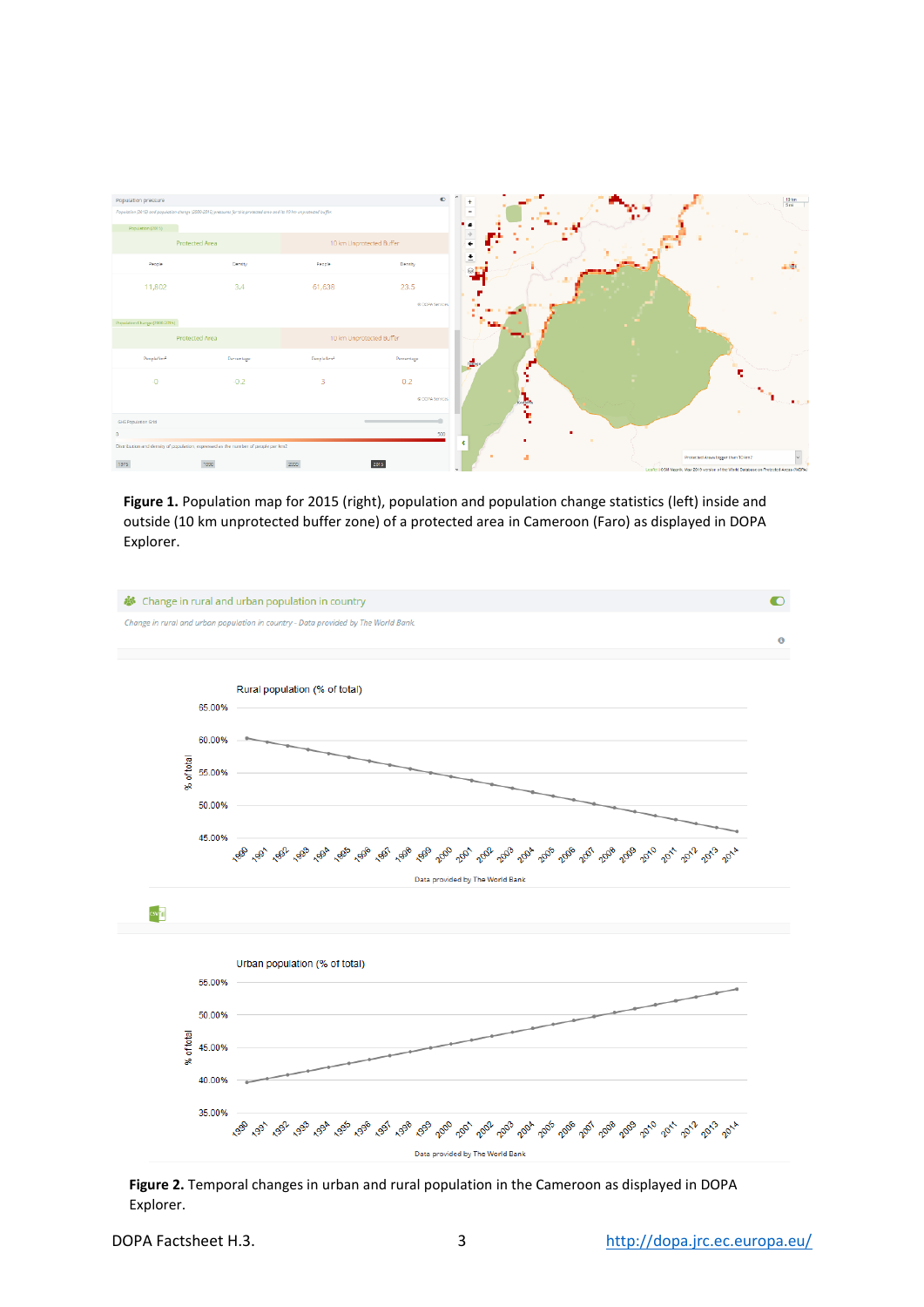**Figure 1.** Population map for 2015 (right), population and population change statistics (left) inside and outside (10 km unprotected buffer zone) of a protected area in Cameroon (Faro) as displayed in DOPA Explorer.

**Figure 2.** Temporal changes in urban and rural population in the Cameroon as displayed in DOPA Explorer.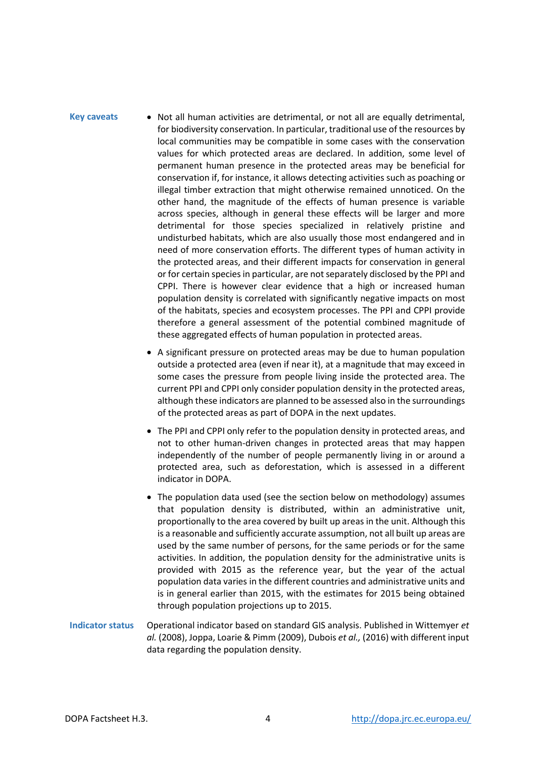**Key caveats**

- Not all human activities are detrimental, or not all are equally detrimental, for biodiversity conservation. In particular, traditional use of the resources by local communities may be compatible in some cases with the conservation values for which protected areas are declared. In addition, some level of permanent human presence in the protected areas may be beneficial for conservation if, for instance, it allows detecting activities such as poaching or illegal timber extraction that might otherwise remained unnoticed. On the other hand, the magnitude of the effects of human presence is variable across species, although in general these effects will be larger and more detrimental for those species specialized in relatively pristine and undisturbed habitats, which are also usually those most endangered and in need of more conservation efforts. The different types of human activity in the protected areas, and their different impacts for conservation in general or for certain species in particular, are not separately disclosed by the PPI and CPPI. There is however clear evidence that a high or increased human population density is correlated with significantly negative impacts on most of the habitats, species and ecosystem processes. The PPI and CPPI provide therefore a general assessment of the potential combined magnitude of these aggregated effects of human population in protected areas.
- A significant pressure on protected areas may be due to human population outside a protected area (even if near it), at a magnitude that may exceed in some cases the pressure from people living inside the protected area. The current PPI and CPPI only consider population density in the protected areas, although these indicators are planned to be assessed also in the surroundings of the protected areas as part of DOPA in the next updates.
- The PPI and CPPI only refer to the population density in protected areas, and not to other human-driven changes in protected areas that may happen independently of the number of people permanently living in or around a protected area, such as deforestation, which is assessed in a different indicator in DOPA.
- The population data used (see the section below on methodology) assumes that population density is distributed, within an administrative unit, proportionally to the area covered by built up areas in the unit. Although this is a reasonable and sufficiently accurate assumption, not all built up areas are used by the same number of persons, for the same periods or for the same activities. In addition, the population density for the administrative units is provided with 2015 as the reference year, but the year of the actual population data varies in the different countries and administrative units and is in general earlier than 2015, with the estimates for 2015 being obtained through population projections up to 2015.

**Indicator status**

Operational indicator based on standard GIS analysis. Published in Wittemyer *et al.* (2008), Joppa, Loarie & Pimm (2009), Dubois *et al.,* (2016) with different input data regarding the population density.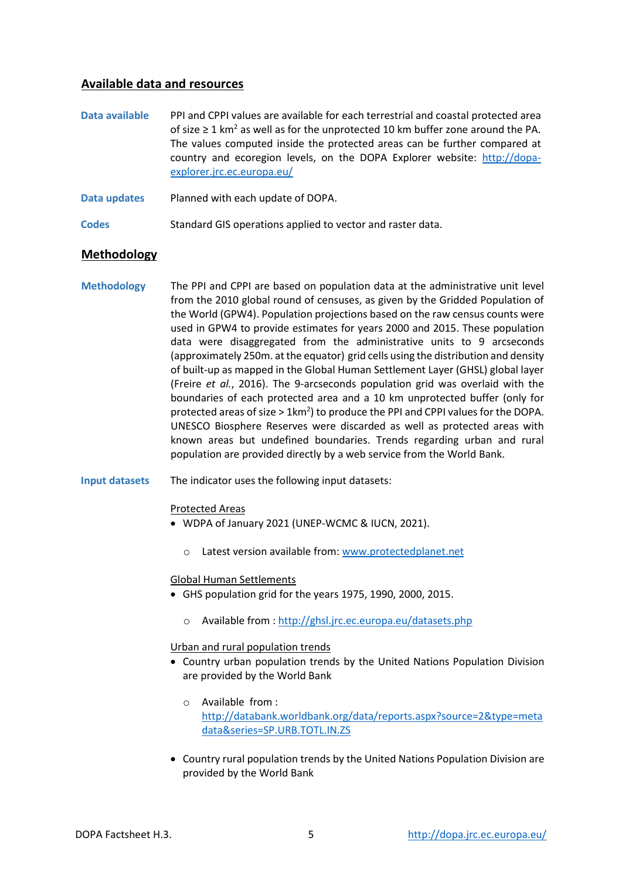## Available data and resources

**Data available** PPI and CPPI values are available for each terrestrial and coastal protected area of size ≥ 1 $km^2$ as well as for the unprotected 10 km buffer zone around the PA. The values computed inside the protected areas can be further compared at country and ecoregion levels, on the DOPA Explorer website: http://dopa-explorer.jrc.ec.europa.eu/

**Data updates** Planned with each update of DOPA.

**Codes** Standard GIS operations applied to vector and raster data.

## Methodology

**Methodology** The PPI and CPPI are based on population data at the administrative unit level from the 2010 global round of censuses, as given by the Gridded Population of the World (GPW4). Population projections based on the raw census counts were used in GPW4 to provide estimates for years 2000 and 2015. These population data were disaggregated from the administrative units to 9 arcseconds (approximately 250m. at the equator) grid cells using the distribution and density of built-up as mapped in the Global Human Settlement Layer (GHSL) global layer (Freire *et al.*, 2016). The 9-arcseconds population grid was overlaid with the boundaries of each protected area and a 10 km unprotected buffer (only for protected areas of size > 1$km^2$) to produce the PPI and CPPI values for the DOPA. UNESCO Biosphere Reserves were discarded as well as protected areas with known areas but undefined boundaries. Trends regarding urban and rural population are provided directly by a web service from the World Bank.

**Input datasets** The indicator uses the following input datasets:

Protected Areas

- WDPA of January 2021 (UNEP-WCMC & IUCN, 2021).
  - Latest version available from: www.protectedplanet.net

Global Human Settlements

- GHS population grid for the years 1975, 1990, 2000, 2015.
  - Available from : http://ghsl.jrc.ec.europa.eu/datasets.php

Urban and rural population trends

- Country urban population trends by the United Nations Population Division are provided by the World Bank
  - Available from : http://databank.worldbank.org/data/reports.aspx?source=2&type=metadata&series=SP.URB.TOTL.IN.ZS
- Country rural population trends by the United Nations Population Division are provided by the World Bank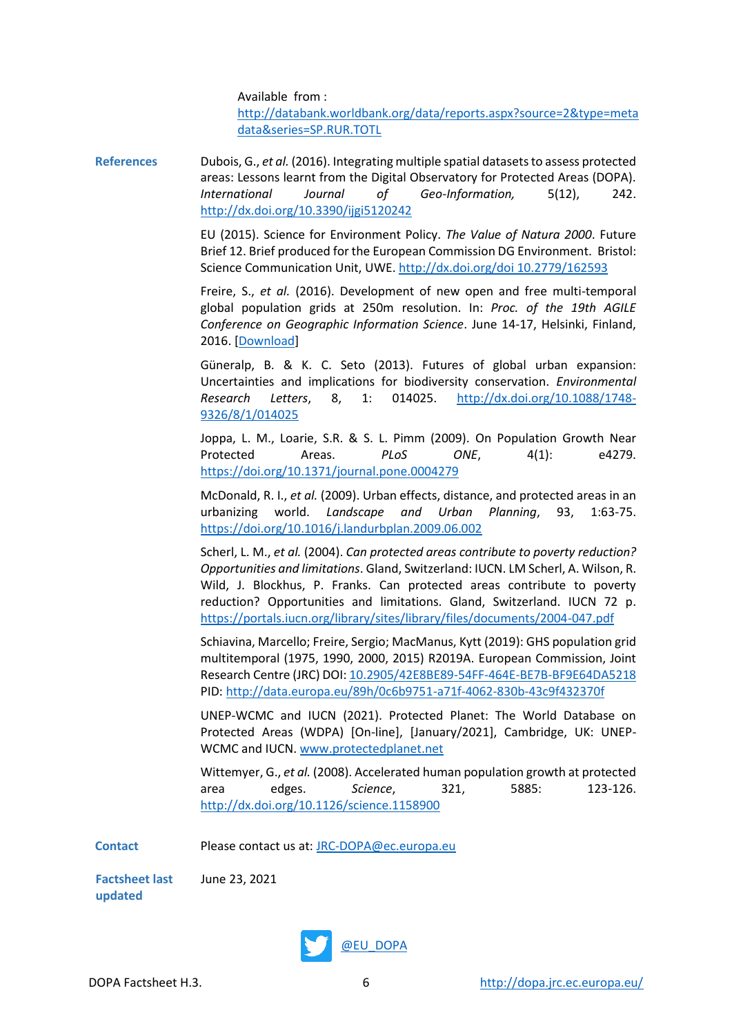Available from : http://databank.worldbank.org/data/reports.aspx?source=2&type=metadata&series=SP.RUR.TOTL

**References**

Dubois, G., *et al.* (2016). Integrating multiple spatial datasets to assess protected areas: Lessons learnt from the Digital Observatory for Protected Areas (DOPA). *International Journal of Geo-Information,* 5(12), 242. http://dx.doi.org/10.3390/ijgi5120242

EU (2015). Science for Environment Policy. *The Value of Natura 2000*. Future Brief 12. Brief produced for the European Commission DG Environment. Bristol: Science Communication Unit, UWE. http://dx.doi.org/doi 10.2779/162593

Freire, S., *et al.* (2016). Development of new open and free multi-temporal global population grids at 250m resolution. In: *Proc. of the 19th AGILE Conference on Geographic Information Science*. June 14-17, Helsinki, Finland, 2016. [Download]

Güneralp, B. & K. C. Seto (2013). Futures of global urban expansion: Uncertainties and implications for biodiversity conservation. *Environmental Research Letters*, 8, 1: 014025. http://dx.doi.org/10.1088/1748-9326/8/1/014025

Joppa, L. M., Loarie, S.R. & S. L. Pimm (2009). On Population Growth Near Protected Areas. *PLoS ONE*, 4(1): e4279. https://doi.org/10.1371/journal.pone.0004279

McDonald, R. I., *et al.* (2009). Urban effects, distance, and protected areas in an urbanizing world. *Landscape and Urban Planning*, 93, 1:63-75. https://doi.org/10.1016/j.landurbplan.2009.06.002

Scherl, L. M., *et al.* (2004). *Can protected areas contribute to poverty reduction? Opportunities and limitations*. Gland, Switzerland: IUCN. LM Scherl, A. Wilson, R. Wild, J. Blockhus, P. Franks. Can protected areas contribute to poverty reduction? Opportunities and limitations. Gland, Switzerland. IUCN 72 p. https://portals.iucn.org/library/sites/library/files/documents/2004-047.pdf

Schiavina, Marcello; Freire, Sergio; MacManus, Kytt (2019): GHS population grid multitemporal (1975, 1990, 2000, 2015) R2019A. European Commission, Joint Research Centre (JRC) DOI: 10.2905/42E8BE89-54FF-464E-BE7B-BF9E64DA5218 PID: http://data.europa.eu/89h/0c6b9751-a71f-4062-830b-43c9f432370f

UNEP-WCMC and IUCN (2021). Protected Planet: The World Database on Protected Areas (WDPA) [On-line], [January/2021], Cambridge, UK: UNEP-WCMC and IUCN. www.protectedplanet.net

Wittemyer, G., *et al.* (2008). Accelerated human population growth at protected area edges. *Science*, 321, 5885: 123-126. http://dx.doi.org/10.1126/science.1158900

**Contact**

Please contact us at: JRC-DOPA@ec.europa.eu

**Factsheet last updated**

June 23, 2021

@EU_DOPA